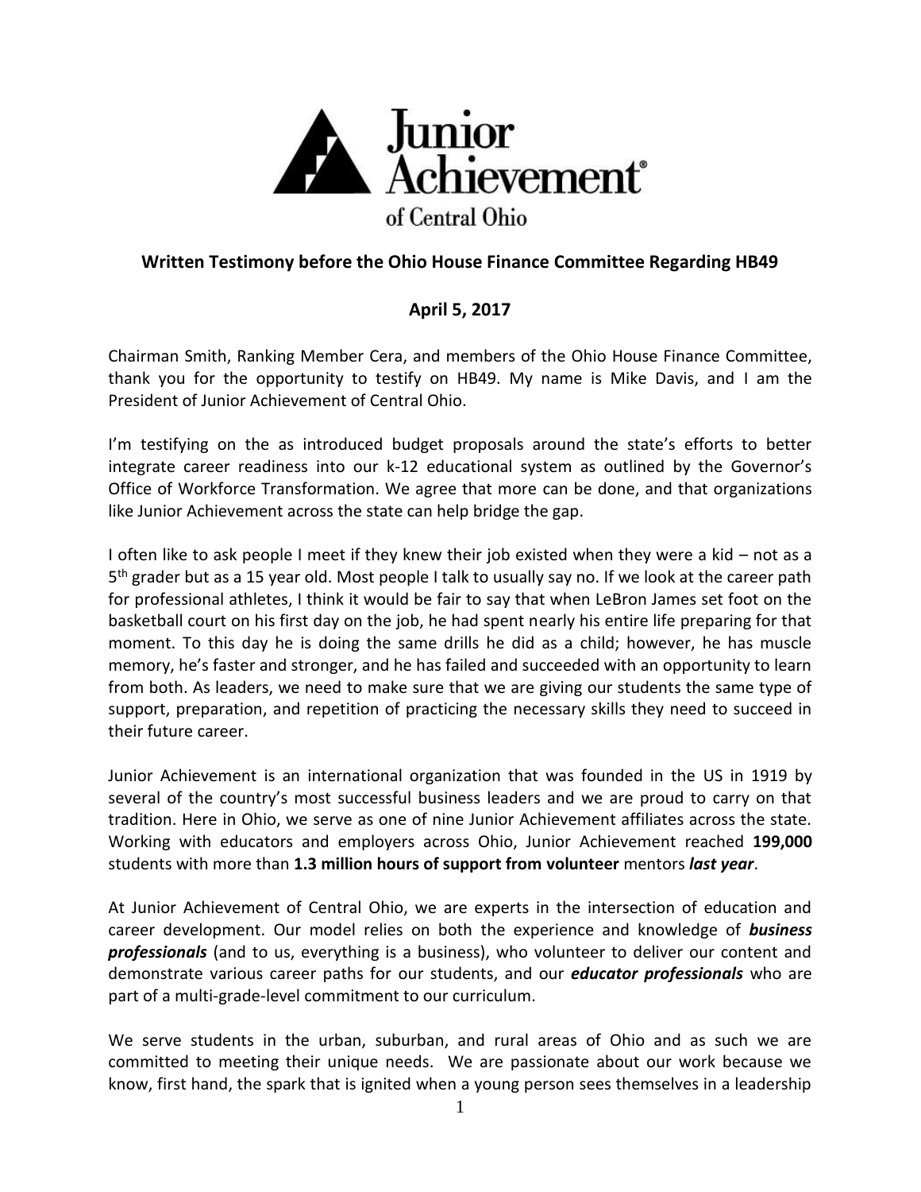Junior Achievement® of Central Ohio

**Written Testimony before the Ohio House Finance Committee Regarding HB49**

**April 5, 2017**

Chairman Smith, Ranking Member Cera, and members of the Ohio House Finance Committee, thank you for the opportunity to testify on HB49. My name is Mike Davis, and I am the President of Junior Achievement of Central Ohio.

I'm testifying on the as introduced budget proposals around the state's efforts to better integrate career readiness into our k-12 educational system as outlined by the Governor's Office of Workforce Transformation. We agree that more can be done, and that organizations like Junior Achievement across the state can help bridge the gap.

I often like to ask people I meet if they knew their job existed when they were a kid – not as a 5th grader but as a 15 year old. Most people I talk to usually say no. If we look at the career path for professional athletes, I think it would be fair to say that when LeBron James set foot on the basketball court on his first day on the job, he had spent nearly his entire life preparing for that moment. To this day he is doing the same drills he did as a child; however, he has muscle memory, he's faster and stronger, and he has failed and succeeded with an opportunity to learn from both. As leaders, we need to make sure that we are giving our students the same type of support, preparation, and repetition of practicing the necessary skills they need to succeed in their future career.

Junior Achievement is an international organization that was founded in the US in 1919 by several of the country's most successful business leaders and we are proud to carry on that tradition. Here in Ohio, we serve as one of nine Junior Achievement affiliates across the state. Working with educators and employers across Ohio, Junior Achievement reached **199,000** students with more than **1.3 million hours of support from volunteer** mentors ***last year***.

At Junior Achievement of Central Ohio, we are experts in the intersection of education and career development. Our model relies on both the experience and knowledge of ***business professionals*** (and to us, everything is a business), who volunteer to deliver our content and demonstrate various career paths for our students, and our ***educator professionals*** who are part of a multi-grade-level commitment to our curriculum.

We serve students in the urban, suburban, and rural areas of Ohio and as such we are committed to meeting their unique needs. We are passionate about our work because we know, first hand, the spark that is ignited when a young person sees themselves in a leadership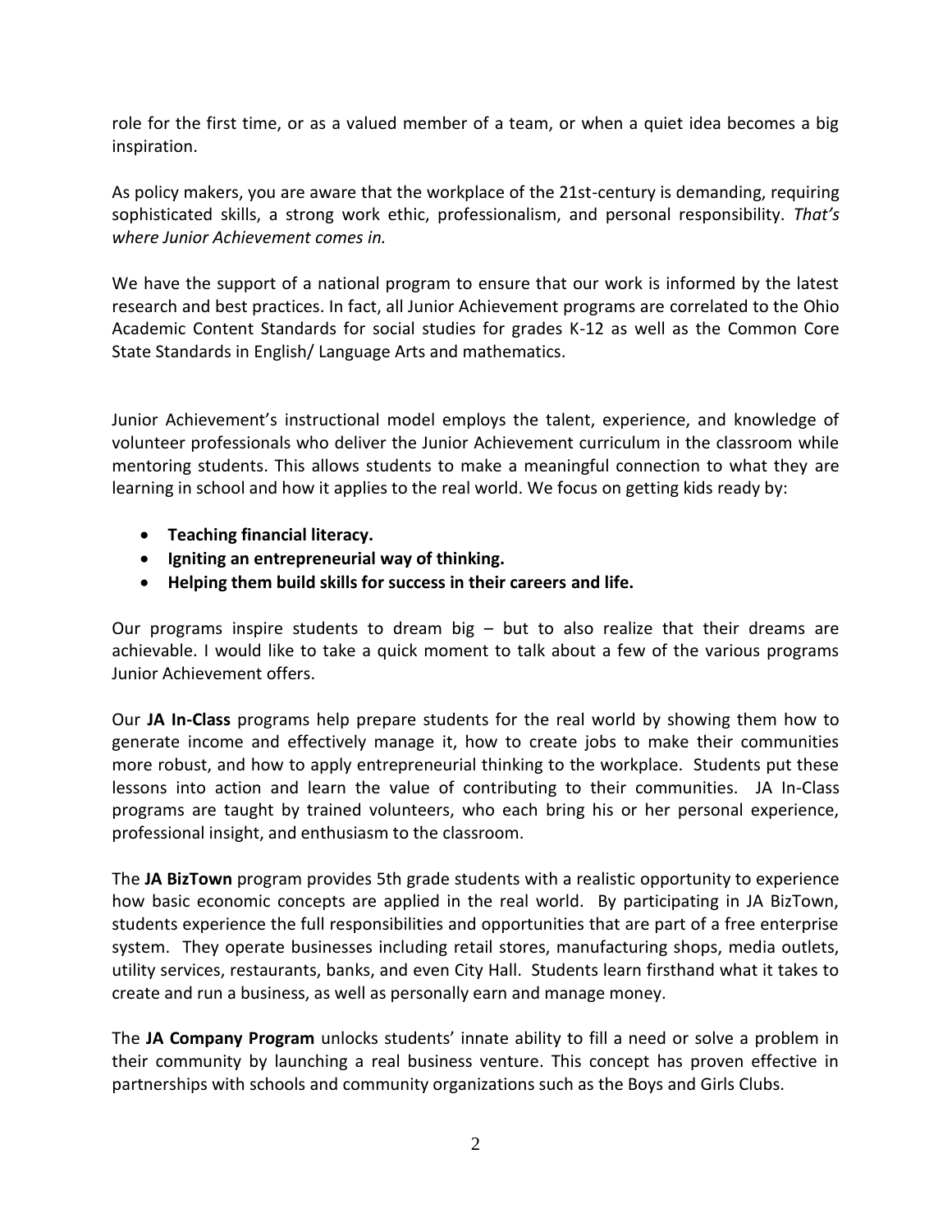role for the first time, or as a valued member of a team, or when a quiet idea becomes a big inspiration.

As policy makers, you are aware that the workplace of the 21st-century is demanding, requiring sophisticated skills, a strong work ethic, professionalism, and personal responsibility. *That's where Junior Achievement comes in.*

We have the support of a national program to ensure that our work is informed by the latest research and best practices. In fact, all Junior Achievement programs are correlated to the Ohio Academic Content Standards for social studies for grades K-12 as well as the Common Core State Standards in English/ Language Arts and mathematics.

Junior Achievement's instructional model employs the talent, experience, and knowledge of volunteer professionals who deliver the Junior Achievement curriculum in the classroom while mentoring students. This allows students to make a meaningful connection to what they are learning in school and how it applies to the real world. We focus on getting kids ready by:

- **Teaching financial literacy.**
- **Igniting an entrepreneurial way of thinking.**
- **Helping them build skills for success in their careers and life.**

Our programs inspire students to dream big – but to also realize that their dreams are achievable. I would like to take a quick moment to talk about a few of the various programs Junior Achievement offers.

Our **JA In-Class** programs help prepare students for the real world by showing them how to generate income and effectively manage it, how to create jobs to make their communities more robust, and how to apply entrepreneurial thinking to the workplace. Students put these lessons into action and learn the value of contributing to their communities. JA In-Class programs are taught by trained volunteers, who each bring his or her personal experience, professional insight, and enthusiasm to the classroom.

The **JA BizTown** program provides 5th grade students with a realistic opportunity to experience how basic economic concepts are applied in the real world. By participating in JA BizTown, students experience the full responsibilities and opportunities that are part of a free enterprise system. They operate businesses including retail stores, manufacturing shops, media outlets, utility services, restaurants, banks, and even City Hall. Students learn firsthand what it takes to create and run a business, as well as personally earn and manage money.

The **JA Company Program** unlocks students' innate ability to fill a need or solve a problem in their community by launching a real business venture. This concept has proven effective in partnerships with schools and community organizations such as the Boys and Girls Clubs.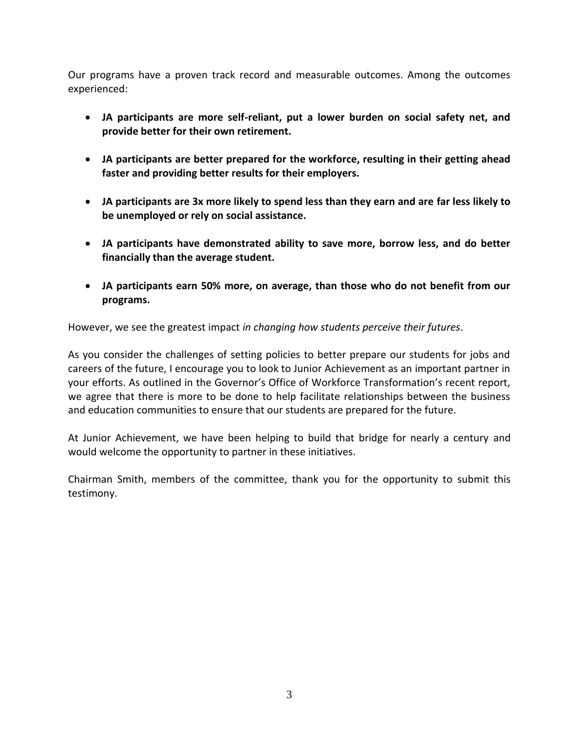Our programs have a proven track record and measurable outcomes. Among the outcomes experienced:

- **JA participants are more self-reliant, put a lower burden on social safety net, and provide better for their own retirement.**
- **JA participants are better prepared for the workforce, resulting in their getting ahead faster and providing better results for their employers.**
- **JA participants are 3x more likely to spend less than they earn and are far less likely to be unemployed or rely on social assistance.**
- **JA participants have demonstrated ability to save more, borrow less, and do better financially than the average student.**
- **JA participants earn 50% more, on average, than those who do not benefit from our programs.**

However, we see the greatest impact *in changing how students perceive their futures*.

As you consider the challenges of setting policies to better prepare our students for jobs and careers of the future, I encourage you to look to Junior Achievement as an important partner in your efforts. As outlined in the Governor's Office of Workforce Transformation's recent report, we agree that there is more to be done to help facilitate relationships between the business and education communities to ensure that our students are prepared for the future.

At Junior Achievement, we have been helping to build that bridge for nearly a century and would welcome the opportunity to partner in these initiatives.

Chairman Smith, members of the committee, thank you for the opportunity to submit this testimony.